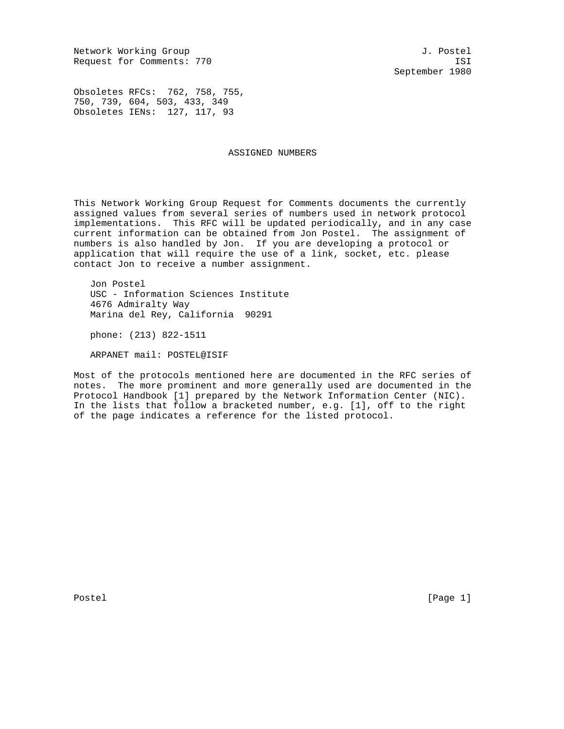Network Working Group J. Postel
Request for Comments: 770 ISI
September 1980

Obsoletes RFCs: 762, 758, 755,
750, 739, 604, 503, 433, 349
Obsoletes IENs: 127, 117, 93

# ASSIGNED NUMBERS

This Network Working Group Request for Comments documents the currently assigned values from several series of numbers used in network protocol implementations. This RFC will be updated periodically, and in any case current information can be obtained from Jon Postel. The assignment of numbers is also handled by Jon. If you are developing a protocol or application that will require the use of a link, socket, etc. please contact Jon to receive a number assignment.

Jon Postel
USC - Information Sciences Institute
4676 Admiralty Way
Marina del Rey, California 90291

phone: (213) 822-1511

ARPANET mail: POSTEL@ISIF

Most of the protocols mentioned here are documented in the RFC series of notes. The more prominent and more generally used are documented in the Protocol Handbook [1] prepared by the Network Information Center (NIC). In the lists that follow a bracketed number, e.g. [1], off to the right of the page indicates a reference for the listed protocol.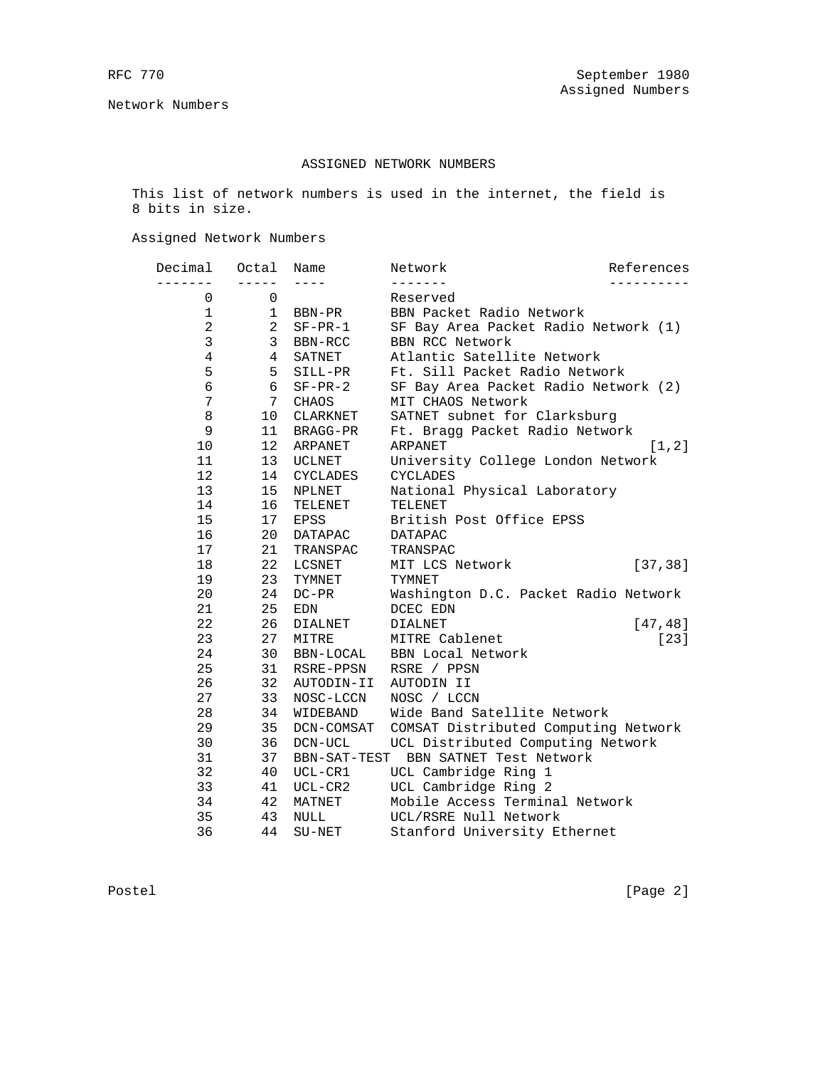Network Numbers

## ASSIGNED NETWORK NUMBERS

This list of network numbers is used in the internet, the field is 8 bits in size.

Assigned Network Numbers

| Decimal | Octal | Name | Network | References |
|---|---|---|---|---|
| 0 | 0 | | Reserved | |
| 1 | 1 | BBN-PR | BBN Packet Radio Network | |
| 2 | 2 | SF-PR-1 | SF Bay Area Packet Radio Network (1) | |
| 3 | 3 | BBN-RCC | BBN RCC Network | |
| 4 | 4 | SATNET | Atlantic Satellite Network | |
| 5 | 5 | SILL-PR | Ft. Sill Packet Radio Network | |
| 6 | 6 | SF-PR-2 | SF Bay Area Packet Radio Network (2) | |
| 7 | 7 | CHAOS | MIT CHAOS Network | |
| 8 | 10 | CLARKNET | SATNET subnet for Clarksburg | |
| 9 | 11 | BRAGG-PR | Ft. Bragg Packet Radio Network | |
| 10 | 12 | ARPANET | ARPANET | [1,2] |
| 11 | 13 | UCLNET | University College London Network | |
| 12 | 14 | CYCLADES | CYCLADES | |
| 13 | 15 | NPLNET | National Physical Laboratory | |
| 14 | 16 | TELENET | TELENET | |
| 15 | 17 | EPSS | British Post Office EPSS | |
| 16 | 20 | DATAPAC | DATAPAC | |
| 17 | 21 | TRANSPAC | TRANSPAC | |
| 18 | 22 | LCSNET | MIT LCS Network | [37,38] |
| 19 | 23 | TYMNET | TYMNET | |
| 20 | 24 | DC-PR | Washington D.C. Packet Radio Network | |
| 21 | 25 | EDN | DCEC EDN | |
| 22 | 26 | DIALNET | DIALNET | [47,48] |
| 23 | 27 | MITRE | MITRE Cablenet | [23] |
| 24 | 30 | BBN-LOCAL | BBN Local Network | |
| 25 | 31 | RSRE-PPSN | RSRE / PPSN | |
| 26 | 32 | AUTODIN-II | AUTODIN II | |
| 27 | 33 | NOSC-LCCN | NOSC / LCCN | |
| 28 | 34 | WIDEBAND | Wide Band Satellite Network | |
| 29 | 35 | DCN-COMSAT | COMSAT Distributed Computing Network | |
| 30 | 36 | DCN-UCL | UCL Distributed Computing Network | |
| 31 | 37 | BBN-SAT-TEST | BBN SATNET Test Network | |
| 32 | 40 | UCL-CR1 | UCL Cambridge Ring 1 | |
| 33 | 41 | UCL-CR2 | UCL Cambridge Ring 2 | |
| 34 | 42 | MATNET | Mobile Access Terminal Network | |
| 35 | 43 | NULL | UCL/RSRE Null Network | |
| 36 | 44 | SU-NET | Stanford University Ethernet | |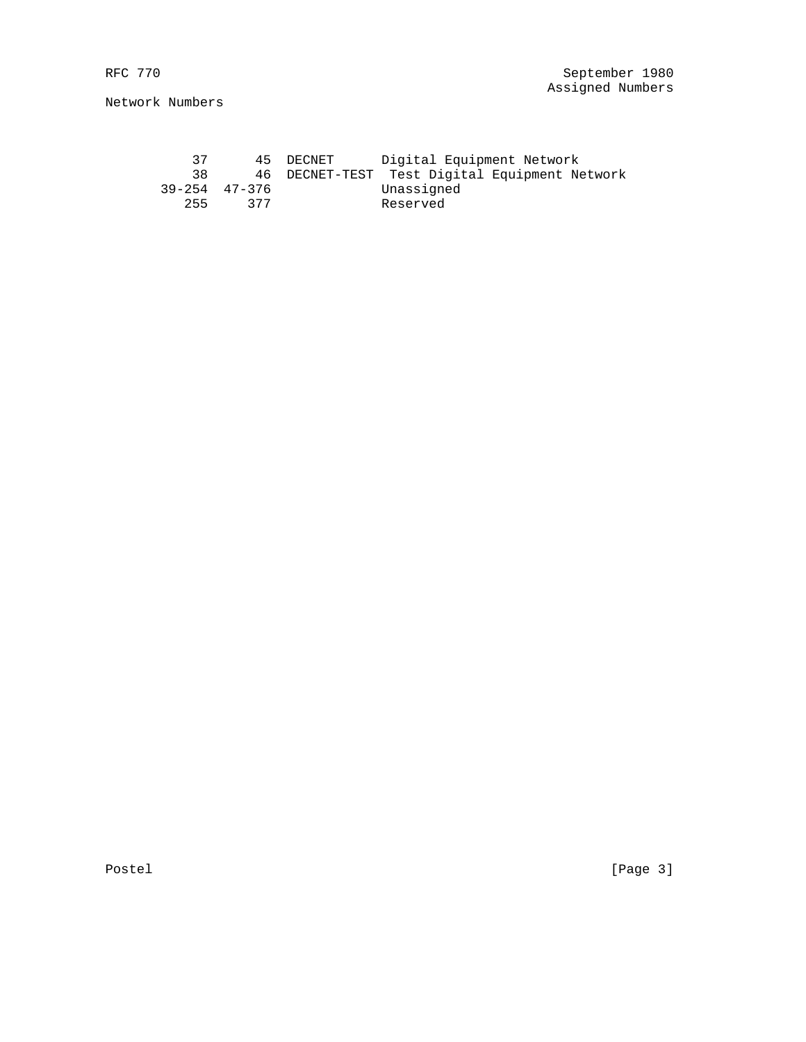| Decimal | Octal | Name | Network |
| --- | --- | --- | --- |
| 37 | 45 | DECNET | Digital Equipment Network |
| 38 | 46 | DECNET-TEST | Test Digital Equipment Network |
| 39-254 | 47-376 | | Unassigned |
| 255 | 377 | | Reserved |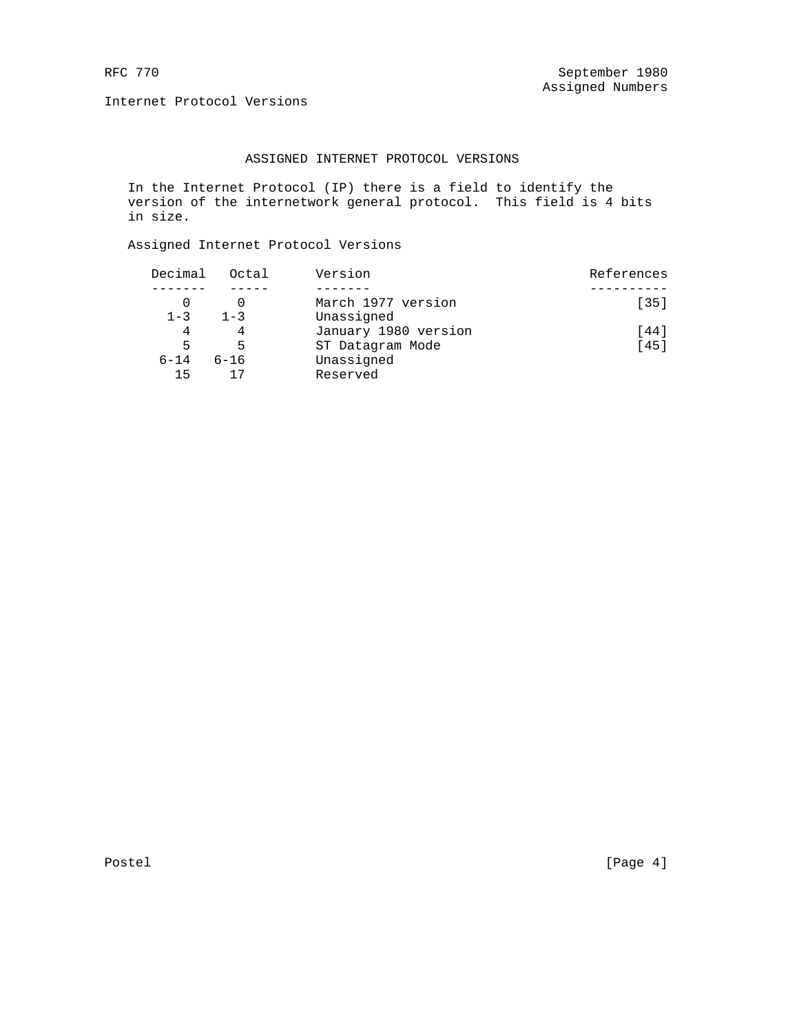## ASSIGNED INTERNET PROTOCOL VERSIONS

In the Internet Protocol (IP) there is a field to identify the version of the internetwork general protocol. This field is 4 bits in size.

Assigned Internet Protocol Versions

| Decimal | Octal | Version | References |
|---|---|---|---|
| 0 | 0 | March 1977 version | [35] |
| 1-3 | 1-3 | Unassigned | |
| 4 | 4 | January 1980 version | [44] |
| 5 | 5 | ST Datagram Mode | [45] |
| 6-14 | 6-16 | Unassigned | |
| 15 | 17 | Reserved | |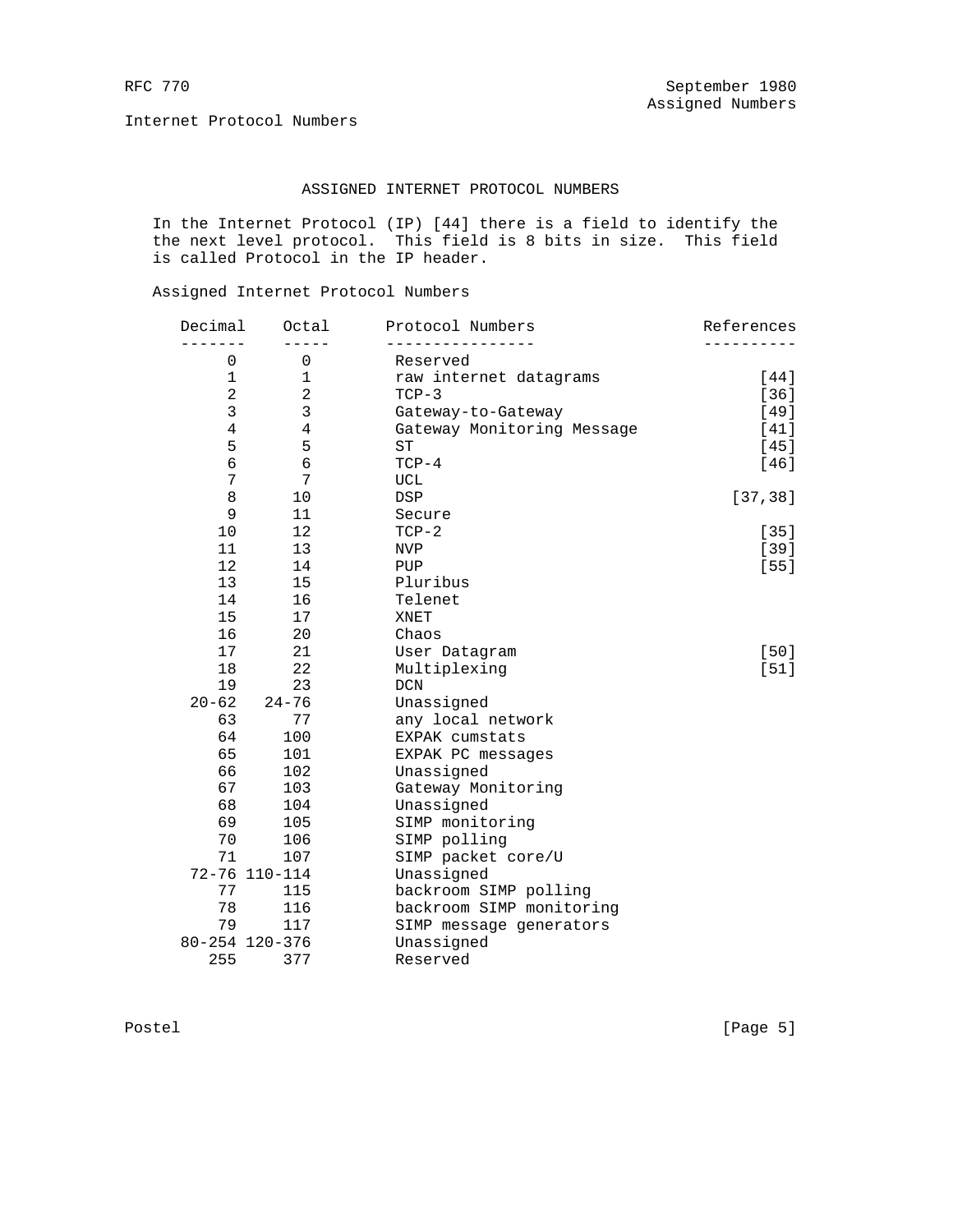## ASSIGNED INTERNET PROTOCOL NUMBERS

In the Internet Protocol (IP) [44] there is a field to identify the the next level protocol. This field is 8 bits in size. This field is called Protocol in the IP header.

Assigned Internet Protocol Numbers

| Decimal | Octal | Protocol Numbers | References |
|---|---|---|---|
| 0 | 0 | Reserved | |
| 1 | 1 | raw internet datagrams | [44] |
| 2 | 2 | TCP-3 | [36] |
| 3 | 3 | Gateway-to-Gateway | [49] |
| 4 | 4 | Gateway Monitoring Message | [41] |
| 5 | 5 | ST | [45] |
| 6 | 6 | TCP-4 | [46] |
| 7 | 7 | UCL | |
| 8 | 10 | DSP | [37,38] |
| 9 | 11 | Secure | |
| 10 | 12 | TCP-2 | [35] |
| 11 | 13 | NVP | [39] |
| 12 | 14 | PUP | [55] |
| 13 | 15 | Pluribus | |
| 14 | 16 | Telenet | |
| 15 | 17 | XNET | |
| 16 | 20 | Chaos | |
| 17 | 21 | User Datagram | [50] |
| 18 | 22 | Multiplexing | [51] |
| 19 | 23 | DCN | |
| 20-62 | 24-76 | Unassigned | |
| 63 | 77 | any local network | |
| 64 | 100 | EXPAK cumstats | |
| 65 | 101 | EXPAK PC messages | |
| 66 | 102 | Unassigned | |
| 67 | 103 | Gateway Monitoring | |
| 68 | 104 | Unassigned | |
| 69 | 105 | SIMP monitoring | |
| 70 | 106 | SIMP polling | |
| 71 | 107 | SIMP packet core/U | |
| 72-76 | 110-114 | Unassigned | |
| 77 | 115 | backroom SIMP polling | |
| 78 | 116 | backroom SIMP monitoring | |
| 79 | 117 | SIMP message generators | |
| 80-254 | 120-376 | Unassigned | |
| 255 | 377 | Reserved | |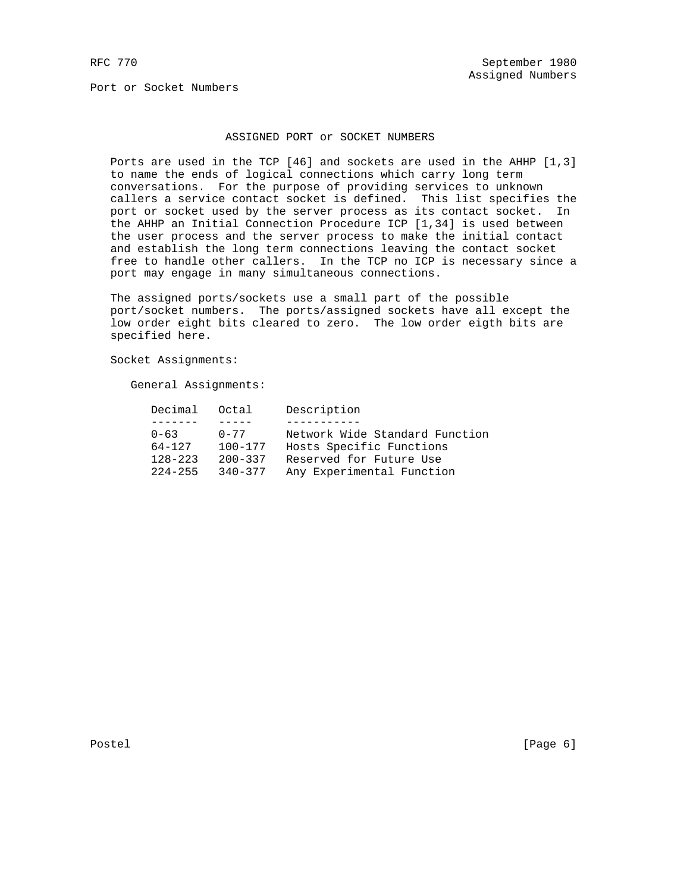## ASSIGNED PORT or SOCKET NUMBERS

Ports are used in the TCP [46] and sockets are used in the AHHP [1,3] to name the ends of logical connections which carry long term conversations. For the purpose of providing services to unknown callers a service contact socket is defined. This list specifies the port or socket used by the server process as its contact socket. In the AHHP an Initial Connection Procedure ICP [1,34] is used between the user process and the server process to make the initial contact and establish the long term connections leaving the contact socket free to handle other callers. In the TCP no ICP is necessary since a port may engage in many simultaneous connections.

The assigned ports/sockets use a small part of the possible port/socket numbers. The ports/assigned sockets have all except the low order eight bits cleared to zero. The low order eigth bits are specified here.

Socket Assignments:

General Assignments:

| Decimal | Octal | Description |
|---|---|---|
| 0-63 | 0-77 | Network Wide Standard Function |
| 64-127 | 100-177 | Hosts Specific Functions |
| 128-223 | 200-337 | Reserved for Future Use |
| 224-255 | 340-377 | Any Experimental Function |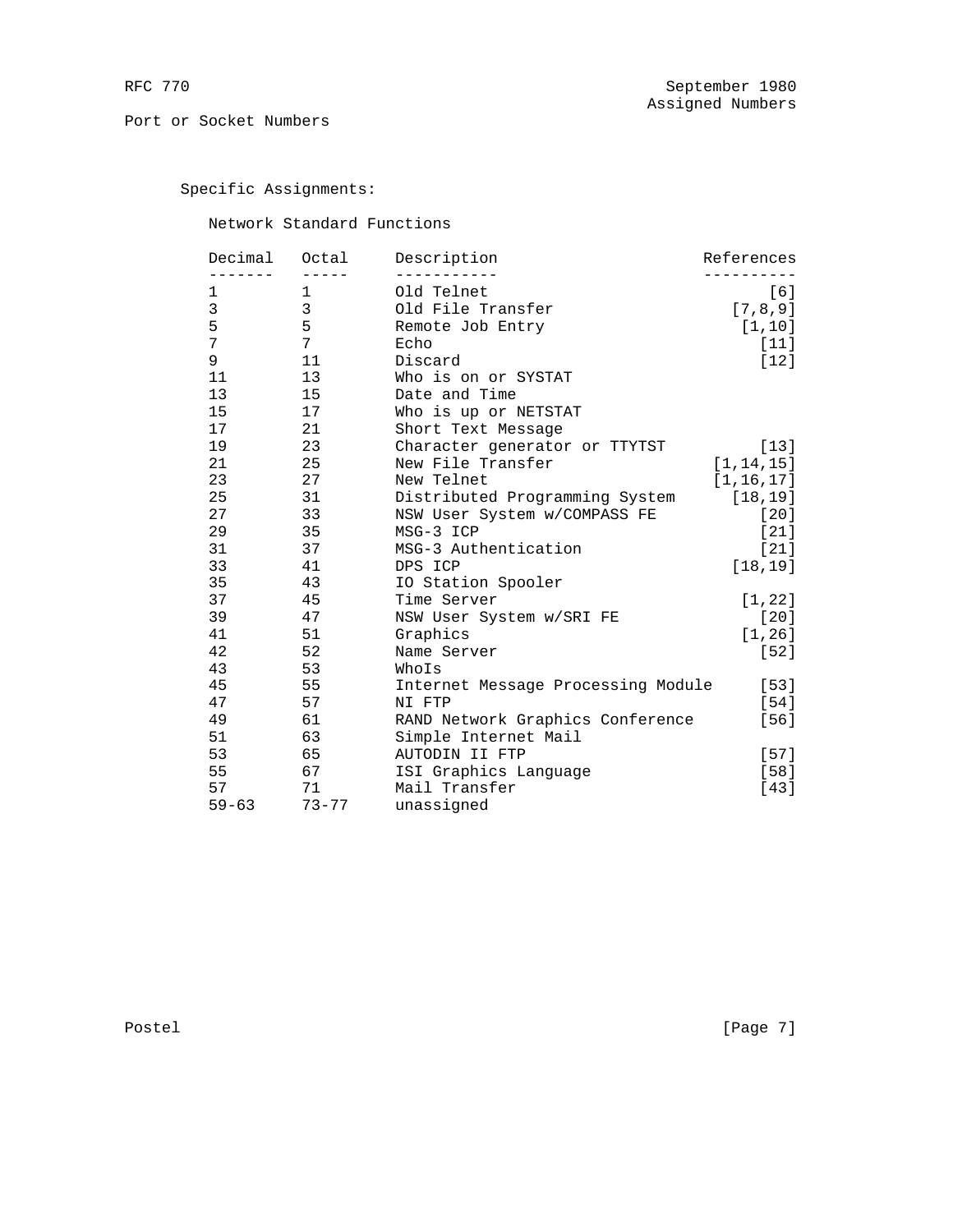Port or Socket Numbers

Specific Assignments:

Network Standard Functions

| Decimal | Octal | Description | References |
| --- | --- | --- | --- |
| 1 | 1 | Old Telnet | [6] |
| 3 | 3 | Old File Transfer | [7,8,9] |
| 5 | 5 | Remote Job Entry | [1,10] |
| 7 | 7 | Echo | [11] |
| 9 | 11 | Discard | [12] |
| 11 | 13 | Who is on or SYSTAT | |
| 13 | 15 | Date and Time | |
| 15 | 17 | Who is up or NETSTAT | |
| 17 | 21 | Short Text Message | |
| 19 | 23 | Character generator or TTYTST | [13] |
| 21 | 25 | New File Transfer | [1,14,15] |
| 23 | 27 | New Telnet | [1,16,17] |
| 25 | 31 | Distributed Programming System | [18,19] |
| 27 | 33 | NSW User System w/COMPASS FE | [20] |
| 29 | 35 | MSG-3 ICP | [21] |
| 31 | 37 | MSG-3 Authentication | [21] |
| 33 | 41 | DPS ICP | [18,19] |
| 35 | 43 | IO Station Spooler | |
| 37 | 45 | Time Server | [1,22] |
| 39 | 47 | NSW User System w/SRI FE | [20] |
| 41 | 51 | Graphics | [1,26] |
| 42 | 52 | Name Server | [52] |
| 43 | 53 | WhoIs | |
| 45 | 55 | Internet Message Processing Module | [53] |
| 47 | 57 | NI FTP | [54] |
| 49 | 61 | RAND Network Graphics Conference | [56] |
| 51 | 63 | Simple Internet Mail | |
| 53 | 65 | AUTODIN II FTP | [57] |
| 55 | 67 | ISI Graphics Language | [58] |
| 57 | 71 | Mail Transfer | [43] |
| 59-63 | 73-77 | unassigned | |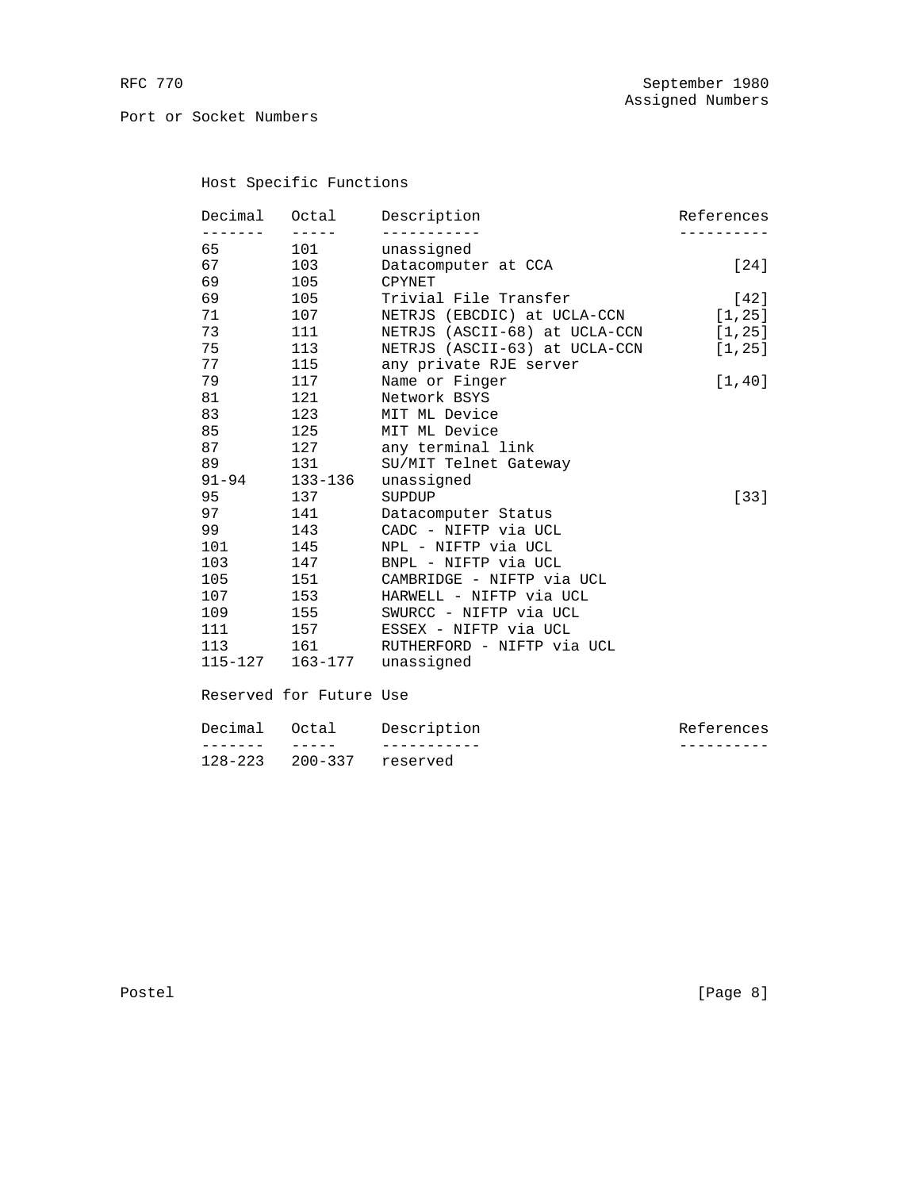Port or Socket Numbers

### Host Specific Functions

| Decimal | Octal | Description | References |
|---|---|---|---|
| 65 | 101 | unassigned | |
| 67 | 103 | Datacomputer at CCA | [24] |
| 69 | 105 | CPYNET | |
| 69 | 105 | Trivial File Transfer | [42] |
| 71 | 107 | NETRJS (EBCDIC) at UCLA-CCN | [1,25] |
| 73 | 111 | NETRJS (ASCII-68) at UCLA-CCN | [1,25] |
| 75 | 113 | NETRJS (ASCII-63) at UCLA-CCN | [1,25] |
| 77 | 115 | any private RJE server | |
| 79 | 117 | Name or Finger | [1,40] |
| 81 | 121 | Network BSYS | |
| 83 | 123 | MIT ML Device | |
| 85 | 125 | MIT ML Device | |
| 87 | 127 | any terminal link | |
| 89 | 131 | SU/MIT Telnet Gateway | |
| 91-94 | 133-136 | unassigned | |
| 95 | 137 | SUPDUP | [33] |
| 97 | 141 | Datacomputer Status | |
| 99 | 143 | CADC - NIFTP via UCL | |
| 101 | 145 | NPL - NIFTP via UCL | |
| 103 | 147 | BNPL - NIFTP via UCL | |
| 105 | 151 | CAMBRIDGE - NIFTP via UCL | |
| 107 | 153 | HARWELL - NIFTP via UCL | |
| 109 | 155 | SWURCC - NIFTP via UCL | |
| 111 | 157 | ESSEX - NIFTP via UCL | |
| 113 | 161 | RUTHERFORD - NIFTP via UCL | |
| 115-127 | 163-177 | unassigned | |

### Reserved for Future Use

| Decimal | Octal | Description | References |
|---|---|---|---|
| 128-223 | 200-337 | reserved | |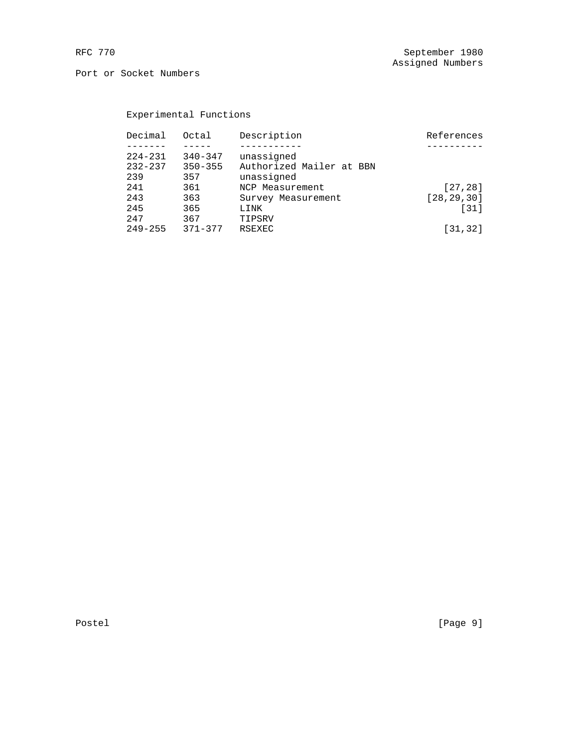### Experimental Functions

| Decimal | Octal | Description | References |
|---|---|---|---|
| 224-231 | 340-347 | unassigned | |
| 232-237 | 350-355 | Authorized Mailer at BBN | |
| 239 | 357 | unassigned | |
| 241 | 361 | NCP Measurement | [27,28] |
| 243 | 363 | Survey Measurement | [28,29,30] |
| 245 | 365 | LINK | [31] |
| 247 | 367 | TIPSRV | |
| 249-255 | 371-377 | RSEXEC | [31,32] |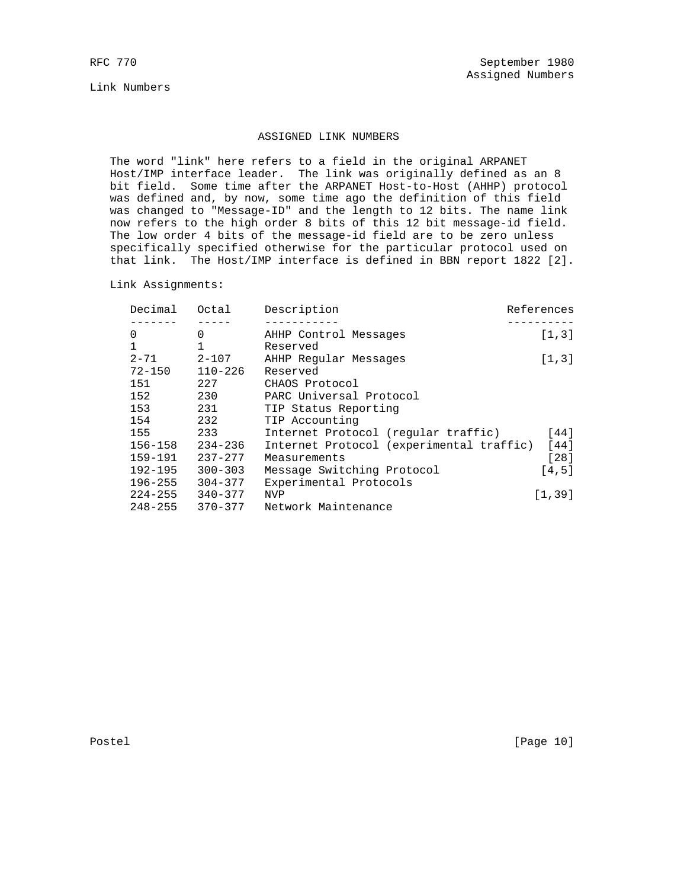## ASSIGNED LINK NUMBERS

The word "link" here refers to a field in the original ARPANET Host/IMP interface leader. The link was originally defined as an 8 bit field. Some time after the ARPANET Host-to-Host (AHHP) protocol was defined and, by now, some time ago the definition of this field was changed to "Message-ID" and the length to 12 bits. The name link now refers to the high order 8 bits of this 12 bit message-id field. The low order 4 bits of the message-id field are to be zero unless specifically specified otherwise for the particular protocol used on that link. The Host/IMP interface is defined in BBN report 1822 [2].

Link Assignments:

| Decimal | Octal | Description | References |
|---|---|---|---|
| 0 | 0 | AHHP Control Messages | [1,3] |
| 1 | 1 | Reserved | |
| 2-71 | 2-107 | AHHP Regular Messages | [1,3] |
| 72-150 | 110-226 | Reserved | |
| 151 | 227 | CHAOS Protocol | |
| 152 | 230 | PARC Universal Protocol | |
| 153 | 231 | TIP Status Reporting | |
| 154 | 232 | TIP Accounting | |
| 155 | 233 | Internet Protocol (regular traffic) | [44] |
| 156-158 | 234-236 | Internet Protocol (experimental traffic) | [44] |
| 159-191 | 237-277 | Measurements | [28] |
| 192-195 | 300-303 | Message Switching Protocol | [4,5] |
| 196-255 | 304-377 | Experimental Protocols | |
| 224-255 | 340-377 | NVP | [1,39] |
| 248-255 | 370-377 | Network Maintenance | |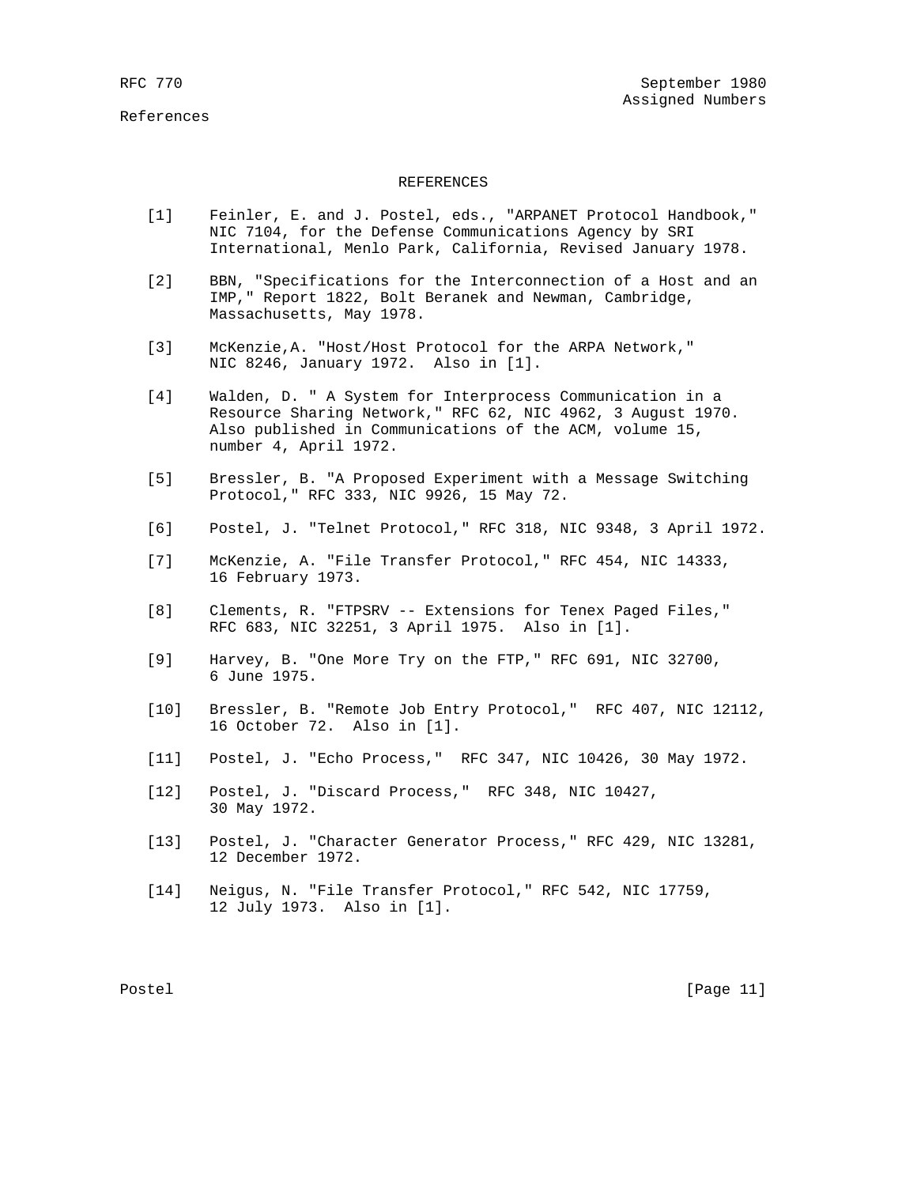# REFERENCES

[1] Feinler, E. and J. Postel, eds., "ARPANET Protocol Handbook," NIC 7104, for the Defense Communications Agency by SRI International, Menlo Park, California, Revised January 1978.

[2] BBN, "Specifications for the Interconnection of a Host and an IMP," Report 1822, Bolt Beranek and Newman, Cambridge, Massachusetts, May 1978.

[3] McKenzie,A. "Host/Host Protocol for the ARPA Network," NIC 8246, January 1972. Also in [1].

[4] Walden, D. " A System for Interprocess Communication in a Resource Sharing Network," RFC 62, NIC 4962, 3 August 1970. Also published in Communications of the ACM, volume 15, number 4, April 1972.

[5] Bressler, B. "A Proposed Experiment with a Message Switching Protocol," RFC 333, NIC 9926, 15 May 72.

[6] Postel, J. "Telnet Protocol," RFC 318, NIC 9348, 3 April 1972.

[7] McKenzie, A. "File Transfer Protocol," RFC 454, NIC 14333, 16 February 1973.

[8] Clements, R. "FTPSRV -- Extensions for Tenex Paged Files," RFC 683, NIC 32251, 3 April 1975. Also in [1].

[9] Harvey, B. "One More Try on the FTP," RFC 691, NIC 32700, 6 June 1975.

[10] Bressler, B. "Remote Job Entry Protocol," RFC 407, NIC 12112, 16 October 72. Also in [1].

[11] Postel, J. "Echo Process," RFC 347, NIC 10426, 30 May 1972.

[12] Postel, J. "Discard Process," RFC 348, NIC 10427, 30 May 1972.

[13] Postel, J. "Character Generator Process," RFC 429, NIC 13281, 12 December 1972.

[14] Neigus, N. "File Transfer Protocol," RFC 542, NIC 17759, 12 July 1973. Also in [1].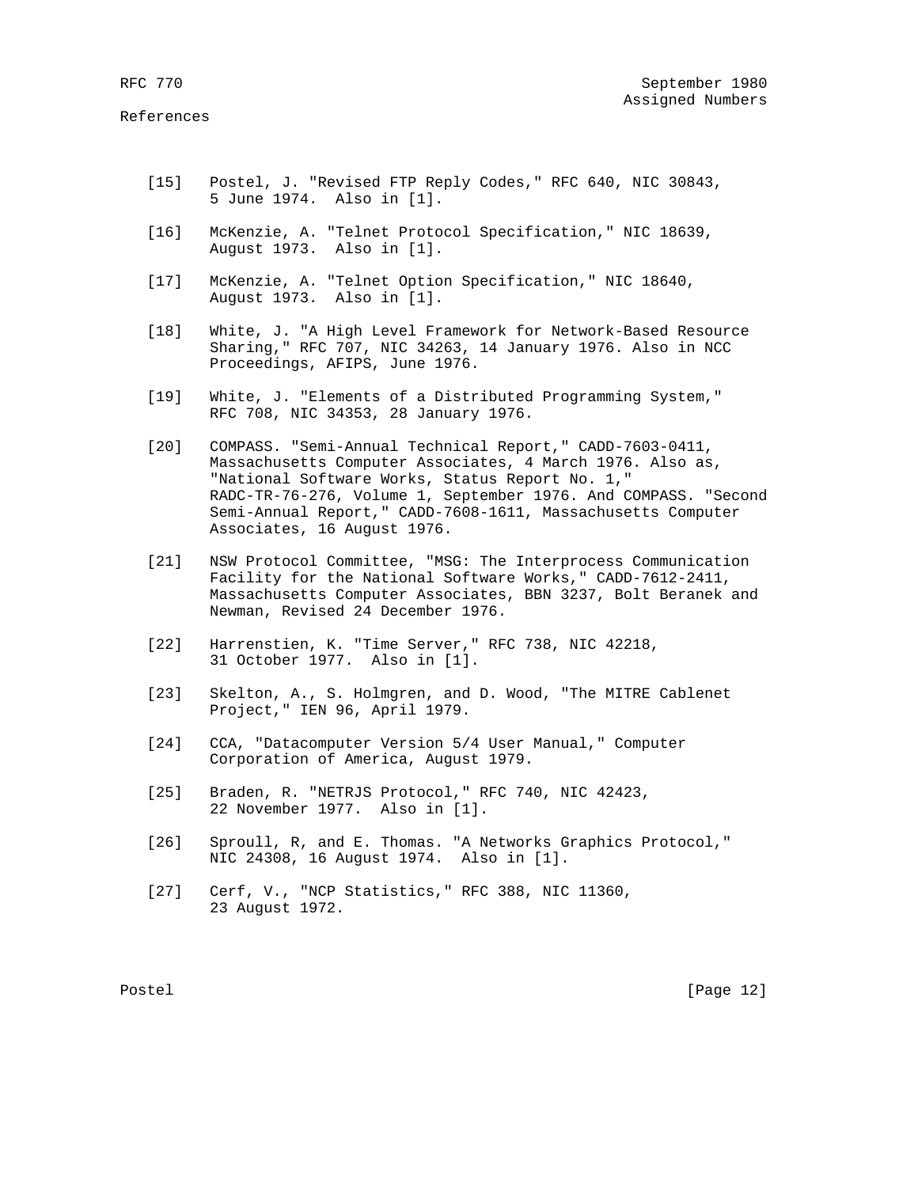## References

[15] Postel, J. "Revised FTP Reply Codes," RFC 640, NIC 30843, 5 June 1974. Also in [1].

[16] McKenzie, A. "Telnet Protocol Specification," NIC 18639, August 1973. Also in [1].

[17] McKenzie, A. "Telnet Option Specification," NIC 18640, August 1973. Also in [1].

[18] White, J. "A High Level Framework for Network-Based Resource Sharing," RFC 707, NIC 34263, 14 January 1976. Also in NCC Proceedings, AFIPS, June 1976.

[19] White, J. "Elements of a Distributed Programming System," RFC 708, NIC 34353, 28 January 1976.

[20] COMPASS. "Semi-Annual Technical Report," CADD-7603-0411, Massachusetts Computer Associates, 4 March 1976. Also as, "National Software Works, Status Report No. 1," RADC-TR-76-276, Volume 1, September 1976. And COMPASS. "Second Semi-Annual Report," CADD-7608-1611, Massachusetts Computer Associates, 16 August 1976.

[21] NSW Protocol Committee, "MSG: The Interprocess Communication Facility for the National Software Works," CADD-7612-2411, Massachusetts Computer Associates, BBN 3237, Bolt Beranek and Newman, Revised 24 December 1976.

[22] Harrenstien, K. "Time Server," RFC 738, NIC 42218, 31 October 1977. Also in [1].

[23] Skelton, A., S. Holmgren, and D. Wood, "The MITRE Cablenet Project," IEN 96, April 1979.

[24] CCA, "Datacomputer Version 5/4 User Manual," Computer Corporation of America, August 1979.

[25] Braden, R. "NETRJS Protocol," RFC 740, NIC 42423, 22 November 1977. Also in [1].

[26] Sproull, R, and E. Thomas. "A Networks Graphics Protocol," NIC 24308, 16 August 1974. Also in [1].

[27] Cerf, V., "NCP Statistics," RFC 388, NIC 11360, 23 August 1972.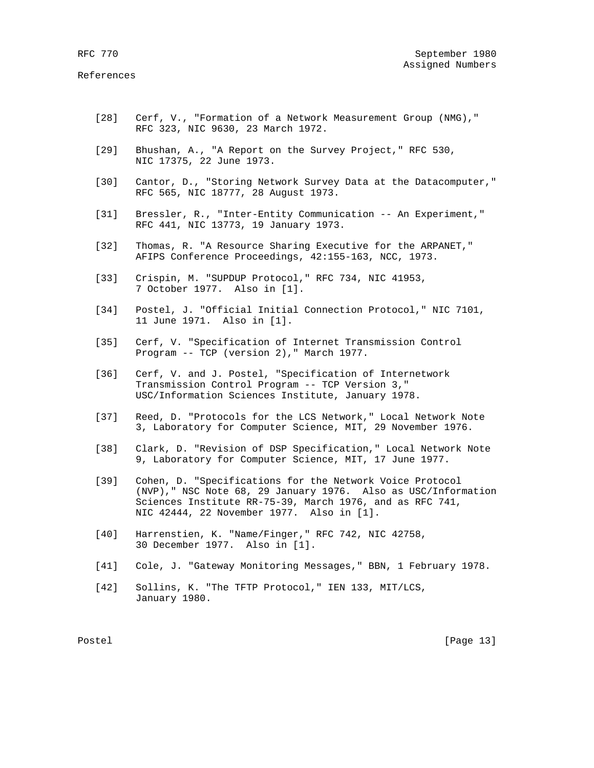[28] Cerf, V., "Formation of a Network Measurement Group (NMG)," RFC 323, NIC 9630, 23 March 1972.

[29] Bhushan, A., "A Report on the Survey Project," RFC 530, NIC 17375, 22 June 1973.

[30] Cantor, D., "Storing Network Survey Data at the Datacomputer," RFC 565, NIC 18777, 28 August 1973.

[31] Bressler, R., "Inter-Entity Communication -- An Experiment," RFC 441, NIC 13773, 19 January 1973.

[32] Thomas, R. "A Resource Sharing Executive for the ARPANET," AFIPS Conference Proceedings, 42:155-163, NCC, 1973.

[33] Crispin, M. "SUPDUP Protocol," RFC 734, NIC 41953, 7 October 1977. Also in [1].

[34] Postel, J. "Official Initial Connection Protocol," NIC 7101, 11 June 1971. Also in [1].

[35] Cerf, V. "Specification of Internet Transmission Control Program -- TCP (version 2)," March 1977.

[36] Cerf, V. and J. Postel, "Specification of Internetwork Transmission Control Program -- TCP Version 3," USC/Information Sciences Institute, January 1978.

[37] Reed, D. "Protocols for the LCS Network," Local Network Note 3, Laboratory for Computer Science, MIT, 29 November 1976.

[38] Clark, D. "Revision of DSP Specification," Local Network Note 9, Laboratory for Computer Science, MIT, 17 June 1977.

[39] Cohen, D. "Specifications for the Network Voice Protocol (NVP)," NSC Note 68, 29 January 1976. Also as USC/Information Sciences Institute RR-75-39, March 1976, and as RFC 741, NIC 42444, 22 November 1977. Also in [1].

[40] Harrenstien, K. "Name/Finger," RFC 742, NIC 42758, 30 December 1977. Also in [1].

[41] Cole, J. "Gateway Monitoring Messages," BBN, 1 February 1978.

[42] Sollins, K. "The TFTP Protocol," IEN 133, MIT/LCS, January 1980.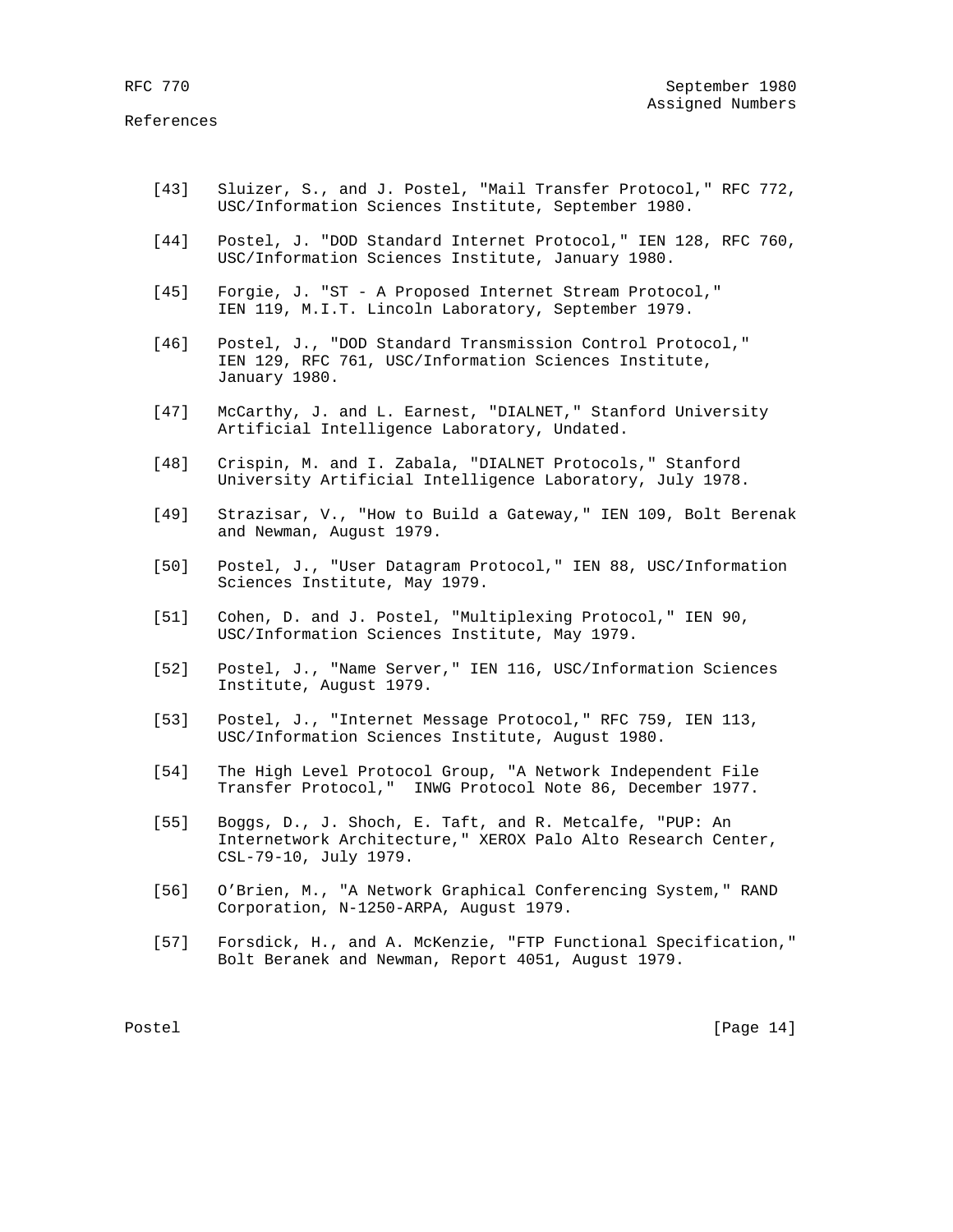References

[43] Sluizer, S., and J. Postel, "Mail Transfer Protocol," RFC 772, USC/Information Sciences Institute, September 1980.

[44] Postel, J. "DOD Standard Internet Protocol," IEN 128, RFC 760, USC/Information Sciences Institute, January 1980.

[45] Forgie, J. "ST - A Proposed Internet Stream Protocol," IEN 119, M.I.T. Lincoln Laboratory, September 1979.

[46] Postel, J., "DOD Standard Transmission Control Protocol," IEN 129, RFC 761, USC/Information Sciences Institute, January 1980.

[47] McCarthy, J. and L. Earnest, "DIALNET," Stanford University Artificial Intelligence Laboratory, Undated.

[48] Crispin, M. and I. Zabala, "DIALNET Protocols," Stanford University Artificial Intelligence Laboratory, July 1978.

[49] Strazisar, V., "How to Build a Gateway," IEN 109, Bolt Berenak and Newman, August 1979.

[50] Postel, J., "User Datagram Protocol," IEN 88, USC/Information Sciences Institute, May 1979.

[51] Cohen, D. and J. Postel, "Multiplexing Protocol," IEN 90, USC/Information Sciences Institute, May 1979.

[52] Postel, J., "Name Server," IEN 116, USC/Information Sciences Institute, August 1979.

[53] Postel, J., "Internet Message Protocol," RFC 759, IEN 113, USC/Information Sciences Institute, August 1980.

[54] The High Level Protocol Group, "A Network Independent File Transfer Protocol," INWG Protocol Note 86, December 1977.

[55] Boggs, D., J. Shoch, E. Taft, and R. Metcalfe, "PUP: An Internetwork Architecture," XEROX Palo Alto Research Center, CSL-79-10, July 1979.

[56] O'Brien, M., "A Network Graphical Conferencing System," RAND Corporation, N-1250-ARPA, August 1979.

[57] Forsdick, H., and A. McKenzie, "FTP Functional Specification," Bolt Beranek and Newman, Report 4051, August 1979.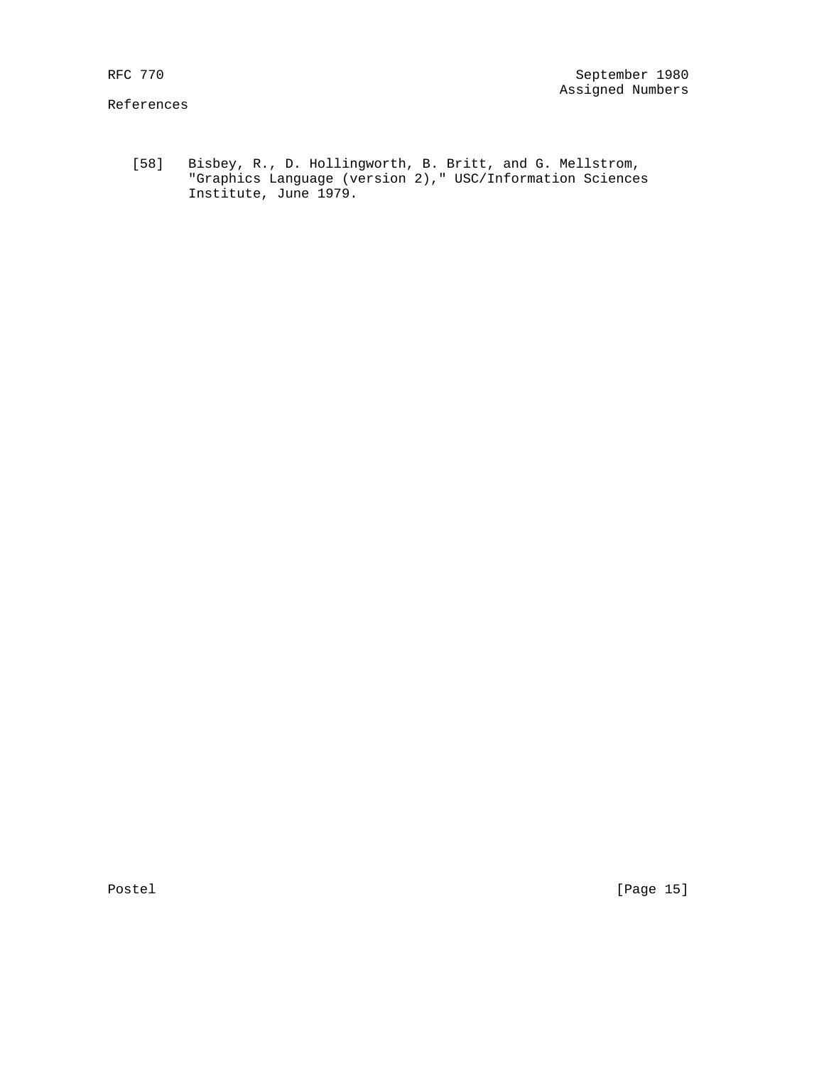[58] Bisbey, R., D. Hollingworth, B. Britt, and G. Mellstrom, "Graphics Language (version 2)," USC/Information Sciences Institute, June 1979.